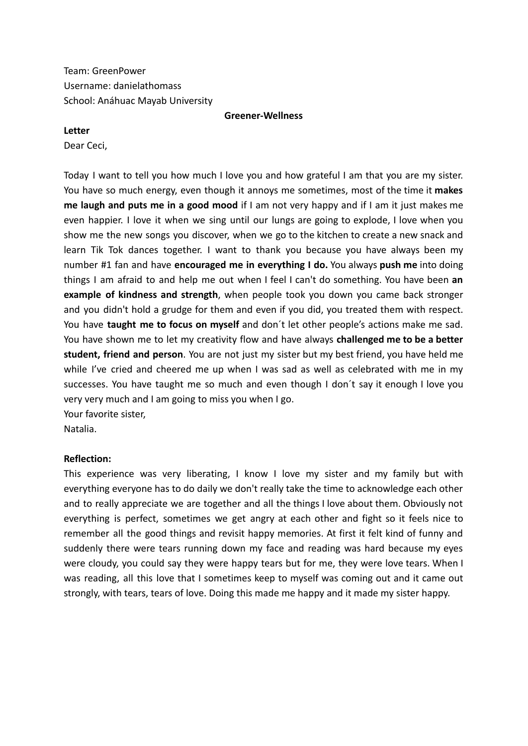Team: GreenPower
Username: danielathomass
School: Anáhuac Mayab University

**Greener-Wellness**

**Letter**

Dear Ceci,

Today I want to tell you how much I love you and how grateful I am that you are my sister. You have so much energy, even though it annoys me sometimes, most of the time it **makes me laugh and puts me in a good mood** if I am not very happy and if I am it just makes me even happier. I love it when we sing until our lungs are going to explode, I love when you show me the new songs you discover, when we go to the kitchen to create a new snack and learn Tik Tok dances together. I want to thank you because you have always been my number #1 fan and have **encouraged me in everything I do.** You always **push me** into doing things I am afraid to and help me out when I feel I can't do something. You have been **an example of kindness and strength**, when people took you down you came back stronger and you didn't hold a grudge for them and even if you did, you treated them with respect. You have **taught me to focus on myself** and don´t let other people's actions make me sad. You have shown me to let my creativity flow and have always **challenged me to be a better student, friend and person**. You are not just my sister but my best friend, you have held me while I've cried and cheered me up when I was sad as well as celebrated with me in my successes. You have taught me so much and even though I don´t say it enough I love you very very much and I am going to miss you when I go.

Your favorite sister,
Natalia.

**Reflection:**

This experience was very liberating, I know I love my sister and my family but with everything everyone has to do daily we don't really take the time to acknowledge each other and to really appreciate we are together and all the things I love about them. Obviously not everything is perfect, sometimes we get angry at each other and fight so it feels nice to remember all the good things and revisit happy memories. At first it felt kind of funny and suddenly there were tears running down my face and reading was hard because my eyes were cloudy, you could say they were happy tears but for me, they were love tears. When I was reading, all this love that I sometimes keep to myself was coming out and it came out strongly, with tears, tears of love. Doing this made me happy and it made my sister happy.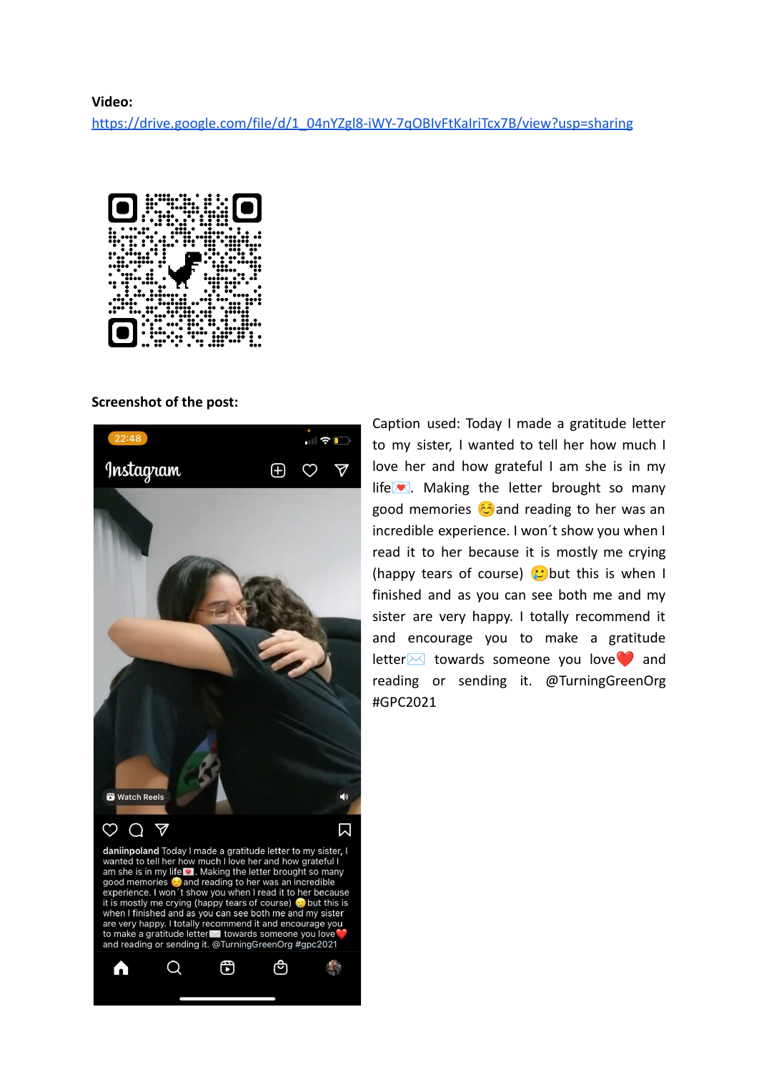**Video:**
https://drive.google.com/file/d/1_04nYZgl8-iWY-7qOBIvFtKaIriTcx7B/view?usp=sharing

**Screenshot of the post:**

Caption used: Today I made a gratitude letter to my sister, I wanted to tell her how much I love her and how grateful I am she is in my life💌. Making the letter brought so many good memories ☺️and reading to her was an incredible experience. I won´t show you when I read it to her because it is mostly me crying (happy tears of course) 🥲but this is when I finished and as you can see both me and my sister are very happy. I totally recommend it and encourage you to make a gratitude letter✉️ towards someone you love❤️ and reading or sending it. @TurningGreenOrg #GPC2021